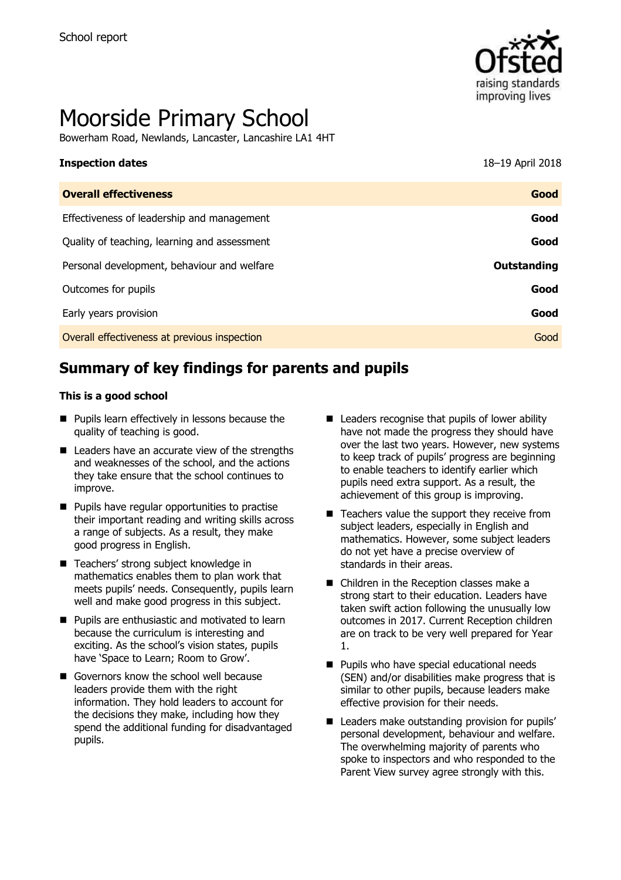School report

# Moorside Primary School

Bowerham Road, Newlands, Lancaster, Lancashire LA1 4HT

| **Inspection dates** | 18–19 April 2018 |
|---|---|
| **Overall effectiveness** | **Good** |
| Effectiveness of leadership and management | **Good** |
| Quality of teaching, learning and assessment | **Good** |
| Personal development, behaviour and welfare | **Outstanding** |
| Outcomes for pupils | **Good** |
| Early years provision | **Good** |
| Overall effectiveness at previous inspection | Good |

## Summary of key findings for parents and pupils

**This is a good school**

- Pupils learn effectively in lessons because the quality of teaching is good.
- Leaders have an accurate view of the strengths and weaknesses of the school, and the actions they take ensure that the school continues to improve.
- Pupils have regular opportunities to practise their important reading and writing skills across a range of subjects. As a result, they make good progress in English.
- Teachers' strong subject knowledge in mathematics enables them to plan work that meets pupils' needs. Consequently, pupils learn well and make good progress in this subject.
- Pupils are enthusiastic and motivated to learn because the curriculum is interesting and exciting. As the school's vision states, pupils have 'Space to Learn; Room to Grow'.
- Governors know the school well because leaders provide them with the right information. They hold leaders to account for the decisions they make, including how they spend the additional funding for disadvantaged pupils.
- Leaders recognise that pupils of lower ability have not made the progress they should have over the last two years. However, new systems to keep track of pupils' progress are beginning to enable teachers to identify earlier which pupils need extra support. As a result, the achievement of this group is improving.
- Teachers value the support they receive from subject leaders, especially in English and mathematics. However, some subject leaders do not yet have a precise overview of standards in their areas.
- Children in the Reception classes make a strong start to their education. Leaders have taken swift action following the unusually low outcomes in 2017. Current Reception children are on track to be very well prepared for Year 1.
- Pupils who have special educational needs (SEN) and/or disabilities make progress that is similar to other pupils, because leaders make effective provision for their needs.
- Leaders make outstanding provision for pupils' personal development, behaviour and welfare. The overwhelming majority of parents who spoke to inspectors and who responded to the Parent View survey agree strongly with this.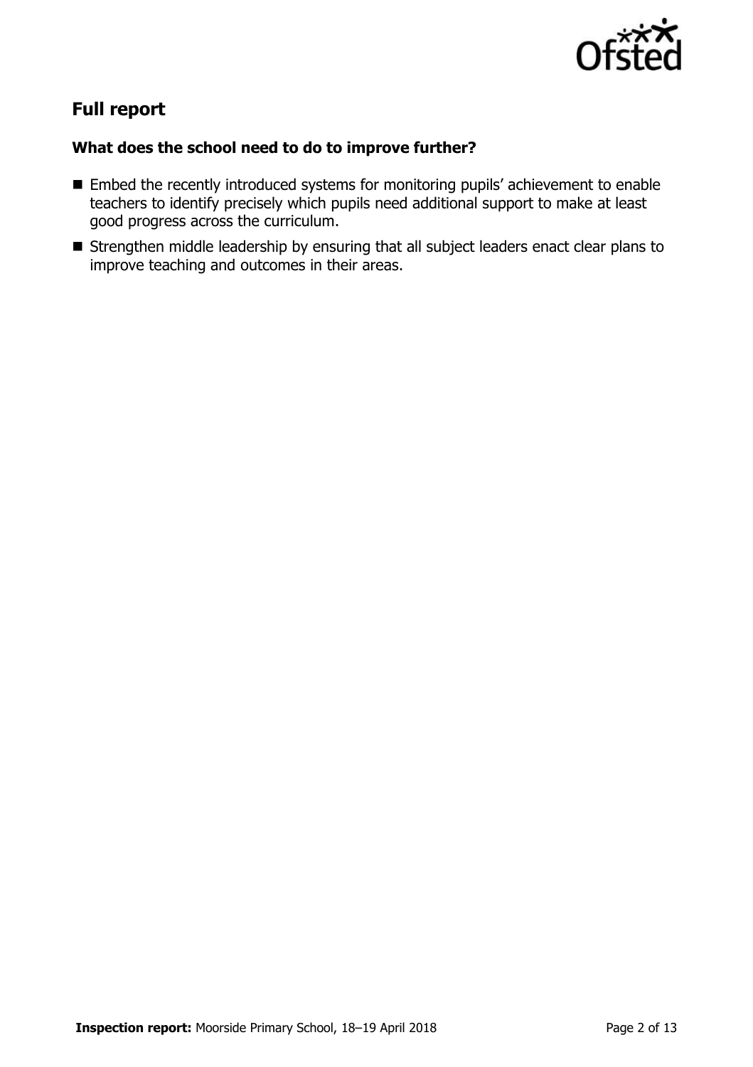## Full report

### What does the school need to do to improve further?

- Embed the recently introduced systems for monitoring pupils' achievement to enable teachers to identify precisely which pupils need additional support to make at least good progress across the curriculum.
- Strengthen middle leadership by ensuring that all subject leaders enact clear plans to improve teaching and outcomes in their areas.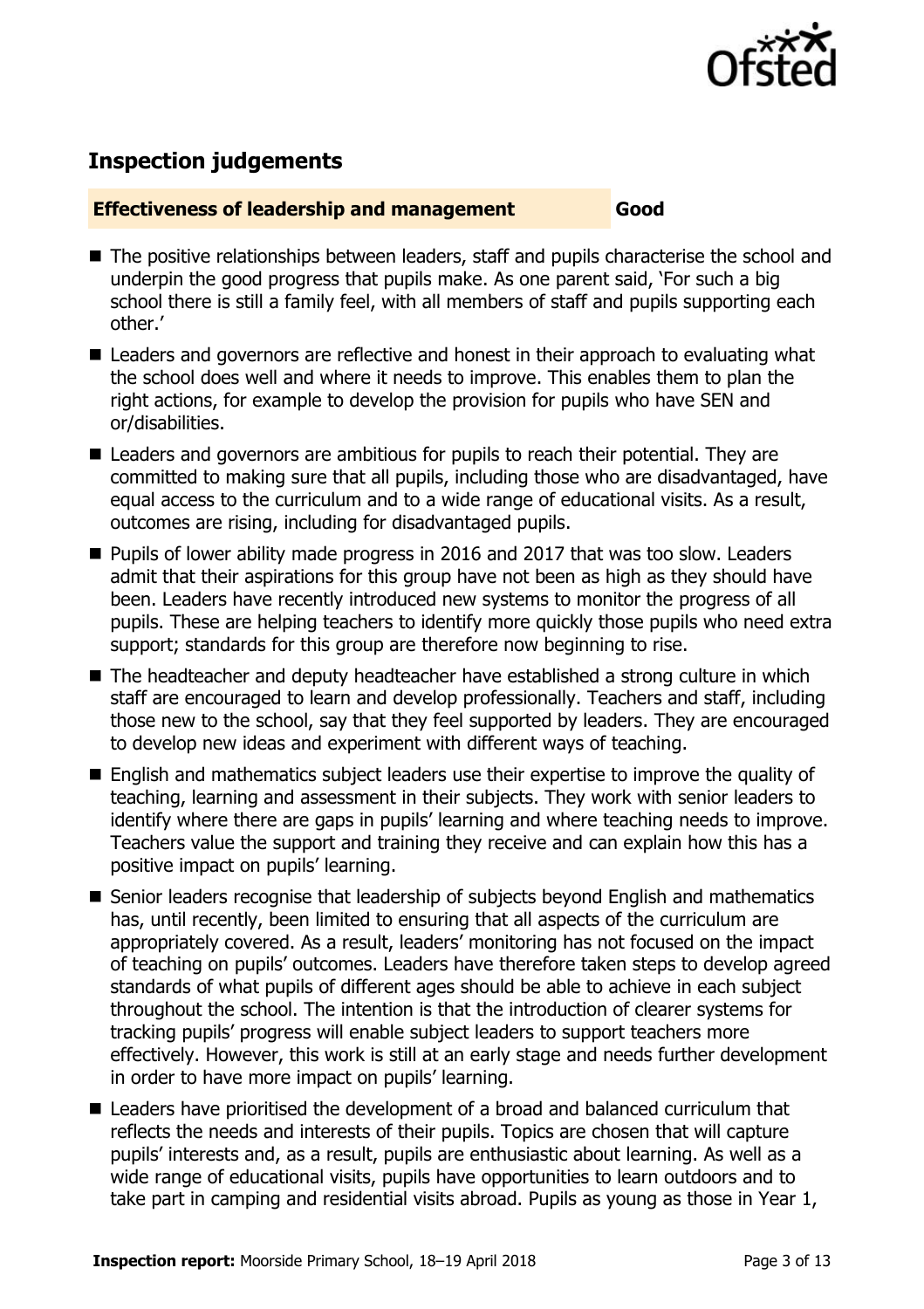## Inspection judgements

| **Effectiveness of leadership and management** | **Good** |
| --- | --- |

- The positive relationships between leaders, staff and pupils characterise the school and underpin the good progress that pupils make. As one parent said, 'For such a big school there is still a family feel, with all members of staff and pupils supporting each other.'
- Leaders and governors are reflective and honest in their approach to evaluating what the school does well and where it needs to improve. This enables them to plan the right actions, for example to develop the provision for pupils who have SEN and or/disabilities.
- Leaders and governors are ambitious for pupils to reach their potential. They are committed to making sure that all pupils, including those who are disadvantaged, have equal access to the curriculum and to a wide range of educational visits. As a result, outcomes are rising, including for disadvantaged pupils.
- Pupils of lower ability made progress in 2016 and 2017 that was too slow. Leaders admit that their aspirations for this group have not been as high as they should have been. Leaders have recently introduced new systems to monitor the progress of all pupils. These are helping teachers to identify more quickly those pupils who need extra support; standards for this group are therefore now beginning to rise.
- The headteacher and deputy headteacher have established a strong culture in which staff are encouraged to learn and develop professionally. Teachers and staff, including those new to the school, say that they feel supported by leaders. They are encouraged to develop new ideas and experiment with different ways of teaching.
- English and mathematics subject leaders use their expertise to improve the quality of teaching, learning and assessment in their subjects. They work with senior leaders to identify where there are gaps in pupils' learning and where teaching needs to improve. Teachers value the support and training they receive and can explain how this has a positive impact on pupils' learning.
- Senior leaders recognise that leadership of subjects beyond English and mathematics has, until recently, been limited to ensuring that all aspects of the curriculum are appropriately covered. As a result, leaders' monitoring has not focused on the impact of teaching on pupils' outcomes. Leaders have therefore taken steps to develop agreed standards of what pupils of different ages should be able to achieve in each subject throughout the school. The intention is that the introduction of clearer systems for tracking pupils' progress will enable subject leaders to support teachers more effectively. However, this work is still at an early stage and needs further development in order to have more impact on pupils' learning.
- Leaders have prioritised the development of a broad and balanced curriculum that reflects the needs and interests of their pupils. Topics are chosen that will capture pupils' interests and, as a result, pupils are enthusiastic about learning. As well as a wide range of educational visits, pupils have opportunities to learn outdoors and to take part in camping and residential visits abroad. Pupils as young as those in Year 1,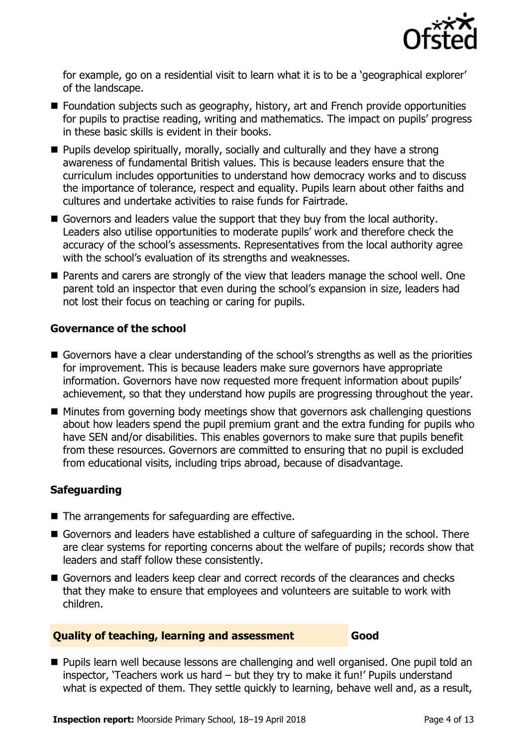for example, go on a residential visit to learn what it is to be a 'geographical explorer' of the landscape.

- Foundation subjects such as geography, history, art and French provide opportunities for pupils to practise reading, writing and mathematics. The impact on pupils' progress in these basic skills is evident in their books.
- Pupils develop spiritually, morally, socially and culturally and they have a strong awareness of fundamental British values. This is because leaders ensure that the curriculum includes opportunities to understand how democracy works and to discuss the importance of tolerance, respect and equality. Pupils learn about other faiths and cultures and undertake activities to raise funds for Fairtrade.
- Governors and leaders value the support that they buy from the local authority. Leaders also utilise opportunities to moderate pupils' work and therefore check the accuracy of the school's assessments. Representatives from the local authority agree with the school's evaluation of its strengths and weaknesses.
- Parents and carers are strongly of the view that leaders manage the school well. One parent told an inspector that even during the school's expansion in size, leaders had not lost their focus on teaching or caring for pupils.

### Governance of the school

- Governors have a clear understanding of the school's strengths as well as the priorities for improvement. This is because leaders make sure governors have appropriate information. Governors have now requested more frequent information about pupils' achievement, so that they understand how pupils are progressing throughout the year.
- Minutes from governing body meetings show that governors ask challenging questions about how leaders spend the pupil premium grant and the extra funding for pupils who have SEN and/or disabilities. This enables governors to make sure that pupils benefit from these resources. Governors are committed to ensuring that no pupil is excluded from educational visits, including trips abroad, because of disadvantage.

### Safeguarding

- The arrangements for safeguarding are effective.
- Governors and leaders have established a culture of safeguarding in the school. There are clear systems for reporting concerns about the welfare of pupils; records show that leaders and staff follow these consistently.
- Governors and leaders keep clear and correct records of the clearances and checks that they make to ensure that employees and volunteers are suitable to work with children.

## Quality of teaching, learning and assessment — Good

- Pupils learn well because lessons are challenging and well organised. One pupil told an inspector, 'Teachers work us hard – but they try to make it fun!' Pupils understand what is expected of them. They settle quickly to learning, behave well and, as a result,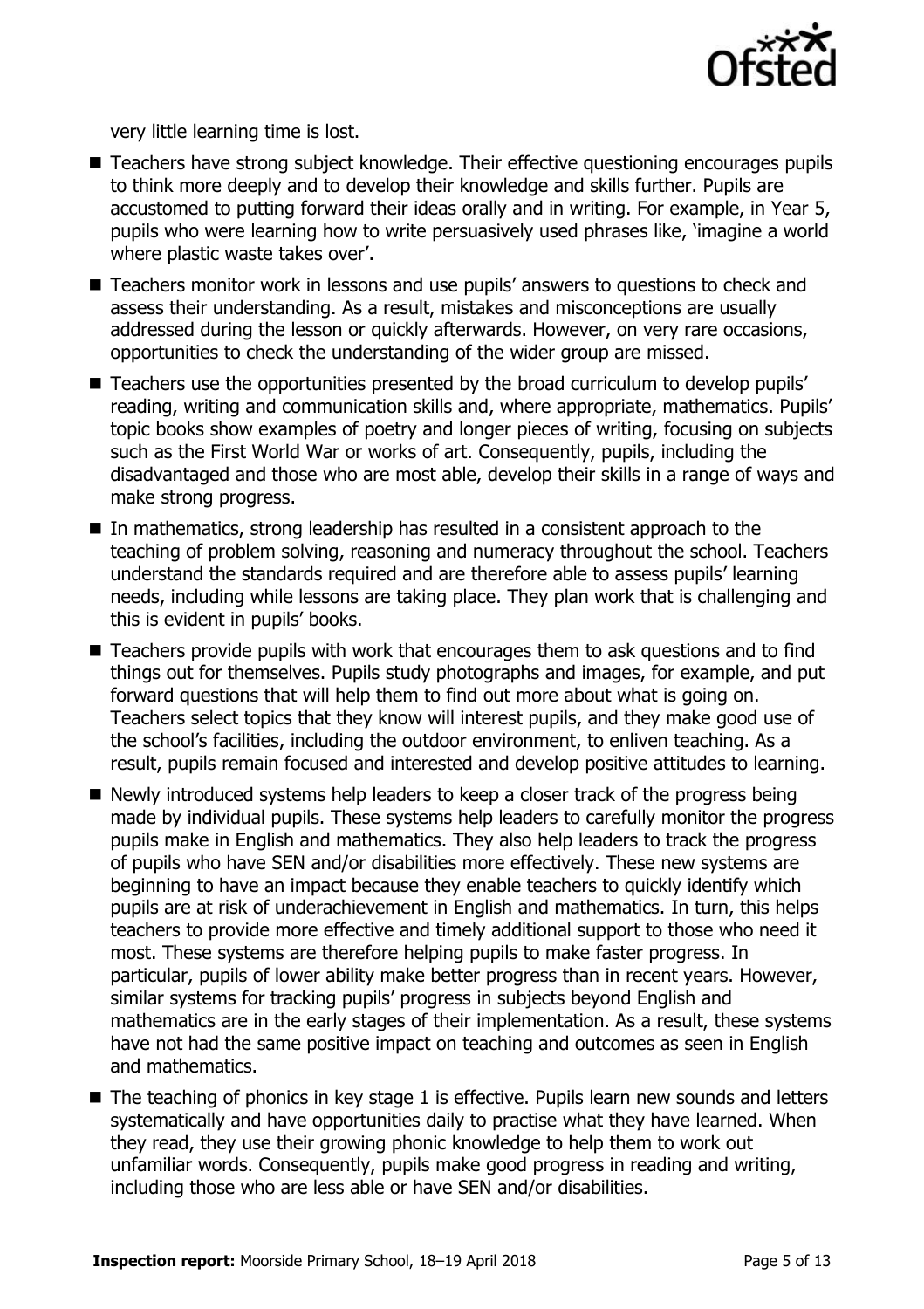very little learning time is lost.

- Teachers have strong subject knowledge. Their effective questioning encourages pupils to think more deeply and to develop their knowledge and skills further. Pupils are accustomed to putting forward their ideas orally and in writing. For example, in Year 5, pupils who were learning how to write persuasively used phrases like, 'imagine a world where plastic waste takes over'.
- Teachers monitor work in lessons and use pupils' answers to questions to check and assess their understanding. As a result, mistakes and misconceptions are usually addressed during the lesson or quickly afterwards. However, on very rare occasions, opportunities to check the understanding of the wider group are missed.
- Teachers use the opportunities presented by the broad curriculum to develop pupils' reading, writing and communication skills and, where appropriate, mathematics. Pupils' topic books show examples of poetry and longer pieces of writing, focusing on subjects such as the First World War or works of art. Consequently, pupils, including the disadvantaged and those who are most able, develop their skills in a range of ways and make strong progress.
- In mathematics, strong leadership has resulted in a consistent approach to the teaching of problem solving, reasoning and numeracy throughout the school. Teachers understand the standards required and are therefore able to assess pupils' learning needs, including while lessons are taking place. They plan work that is challenging and this is evident in pupils' books.
- Teachers provide pupils with work that encourages them to ask questions and to find things out for themselves. Pupils study photographs and images, for example, and put forward questions that will help them to find out more about what is going on. Teachers select topics that they know will interest pupils, and they make good use of the school's facilities, including the outdoor environment, to enliven teaching. As a result, pupils remain focused and interested and develop positive attitudes to learning.
- Newly introduced systems help leaders to keep a closer track of the progress being made by individual pupils. These systems help leaders to carefully monitor the progress pupils make in English and mathematics. They also help leaders to track the progress of pupils who have SEN and/or disabilities more effectively. These new systems are beginning to have an impact because they enable teachers to quickly identify which pupils are at risk of underachievement in English and mathematics. In turn, this helps teachers to provide more effective and timely additional support to those who need it most. These systems are therefore helping pupils to make faster progress. In particular, pupils of lower ability make better progress than in recent years. However, similar systems for tracking pupils' progress in subjects beyond English and mathematics are in the early stages of their implementation. As a result, these systems have not had the same positive impact on teaching and outcomes as seen in English and mathematics.
- The teaching of phonics in key stage 1 is effective. Pupils learn new sounds and letters systematically and have opportunities daily to practise what they have learned. When they read, they use their growing phonic knowledge to help them to work out unfamiliar words. Consequently, pupils make good progress in reading and writing, including those who are less able or have SEN and/or disabilities.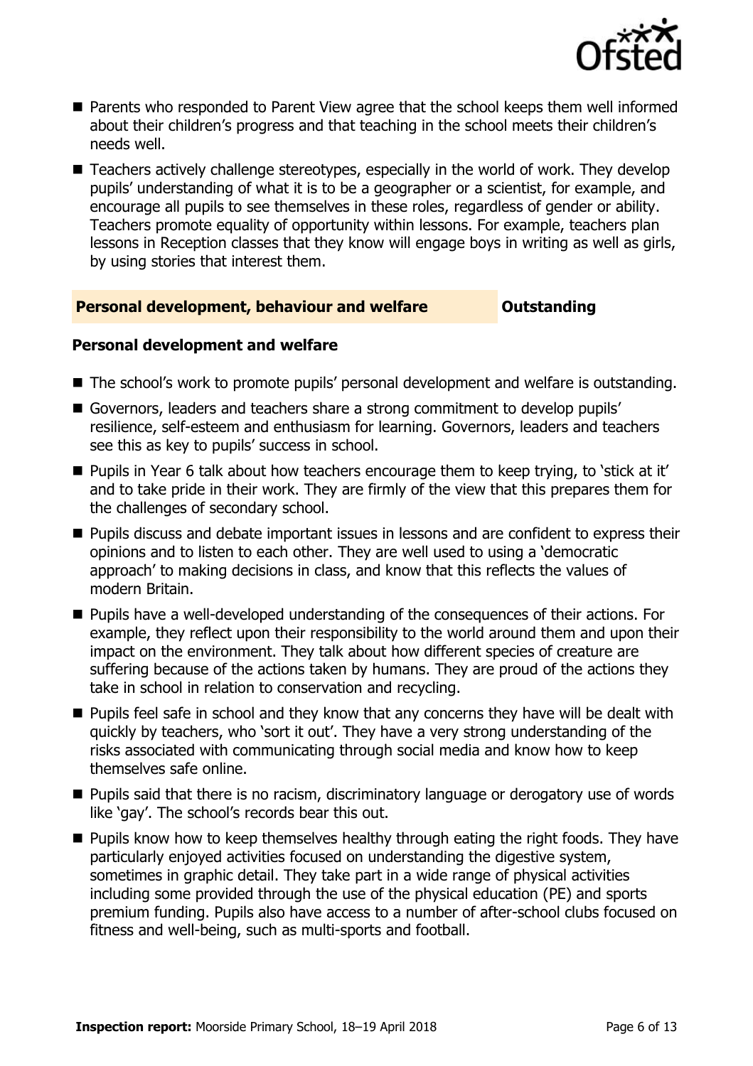- Parents who responded to Parent View agree that the school keeps them well informed about their children's progress and that teaching in the school meets their children's needs well.
- Teachers actively challenge stereotypes, especially in the world of work. They develop pupils' understanding of what it is to be a geographer or a scientist, for example, and encourage all pupils to see themselves in these roles, regardless of gender or ability. Teachers promote equality of opportunity within lessons. For example, teachers plan lessons in Reception classes that they know will engage boys in writing as well as girls, by using stories that interest them.

## Personal development, behaviour and welfare — Outstanding

### Personal development and welfare

- The school's work to promote pupils' personal development and welfare is outstanding.
- Governors, leaders and teachers share a strong commitment to develop pupils' resilience, self-esteem and enthusiasm for learning. Governors, leaders and teachers see this as key to pupils' success in school.
- Pupils in Year 6 talk about how teachers encourage them to keep trying, to 'stick at it' and to take pride in their work. They are firmly of the view that this prepares them for the challenges of secondary school.
- Pupils discuss and debate important issues in lessons and are confident to express their opinions and to listen to each other. They are well used to using a 'democratic approach' to making decisions in class, and know that this reflects the values of modern Britain.
- Pupils have a well-developed understanding of the consequences of their actions. For example, they reflect upon their responsibility to the world around them and upon their impact on the environment. They talk about how different species of creature are suffering because of the actions taken by humans. They are proud of the actions they take in school in relation to conservation and recycling.
- Pupils feel safe in school and they know that any concerns they have will be dealt with quickly by teachers, who 'sort it out'. They have a very strong understanding of the risks associated with communicating through social media and know how to keep themselves safe online.
- Pupils said that there is no racism, discriminatory language or derogatory use of words like 'gay'. The school's records bear this out.
- Pupils know how to keep themselves healthy through eating the right foods. They have particularly enjoyed activities focused on understanding the digestive system, sometimes in graphic detail. They take part in a wide range of physical activities including some provided through the use of the physical education (PE) and sports premium funding. Pupils also have access to a number of after-school clubs focused on fitness and well-being, such as multi-sports and football.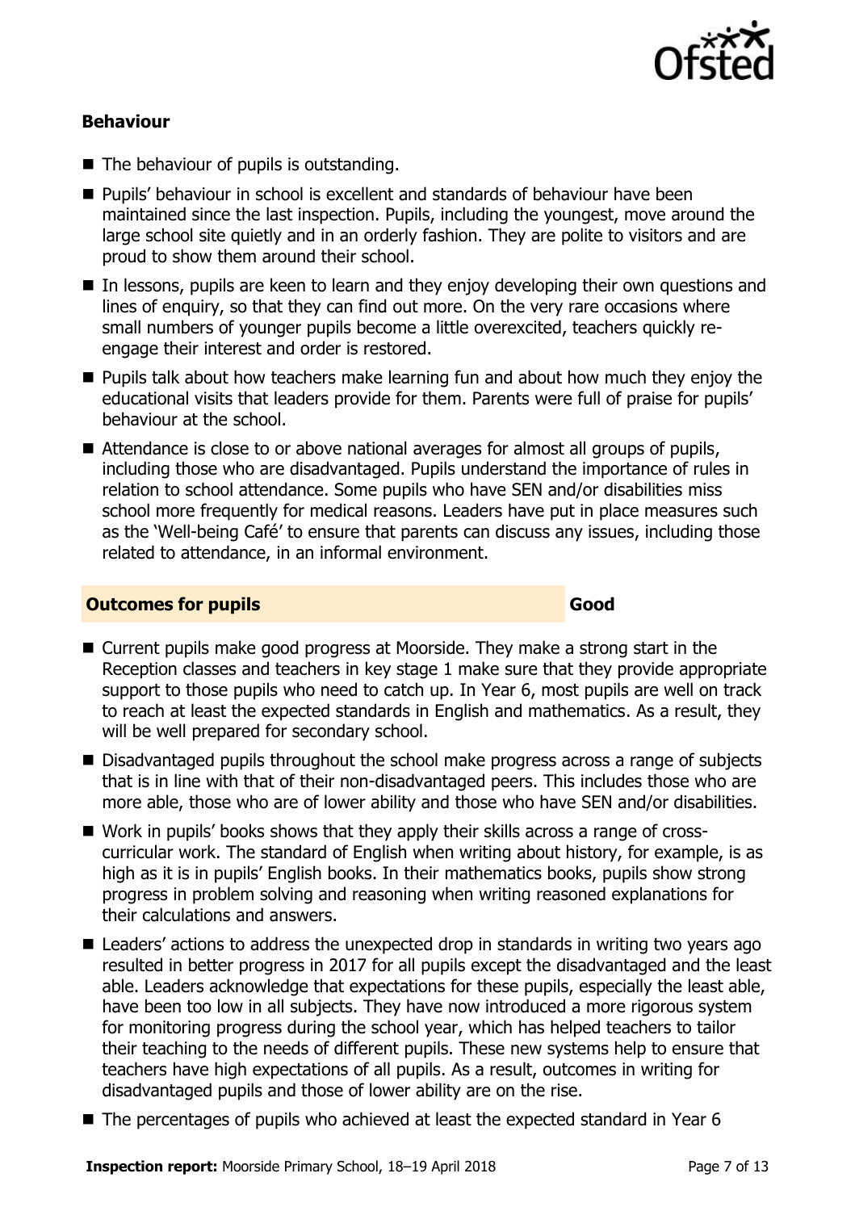### Behaviour

- The behaviour of pupils is outstanding.
- Pupils' behaviour in school is excellent and standards of behaviour have been maintained since the last inspection. Pupils, including the youngest, move around the large school site quietly and in an orderly fashion. They are polite to visitors and are proud to show them around their school.
- In lessons, pupils are keen to learn and they enjoy developing their own questions and lines of enquiry, so that they can find out more. On the very rare occasions where small numbers of younger pupils become a little overexcited, teachers quickly re-engage their interest and order is restored.
- Pupils talk about how teachers make learning fun and about how much they enjoy the educational visits that leaders provide for them. Parents were full of praise for pupils' behaviour at the school.
- Attendance is close to or above national averages for almost all groups of pupils, including those who are disadvantaged. Pupils understand the importance of rules in relation to school attendance. Some pupils who have SEN and/or disabilities miss school more frequently for medical reasons. Leaders have put in place measures such as the 'Well-being Café' to ensure that parents can discuss any issues, including those related to attendance, in an informal environment.

### Outcomes for pupils — Good

- Current pupils make good progress at Moorside. They make a strong start in the Reception classes and teachers in key stage 1 make sure that they provide appropriate support to those pupils who need to catch up. In Year 6, most pupils are well on track to reach at least the expected standards in English and mathematics. As a result, they will be well prepared for secondary school.
- Disadvantaged pupils throughout the school make progress across a range of subjects that is in line with that of their non-disadvantaged peers. This includes those who are more able, those who are of lower ability and those who have SEN and/or disabilities.
- Work in pupils' books shows that they apply their skills across a range of cross-curricular work. The standard of English when writing about history, for example, is as high as it is in pupils' English books. In their mathematics books, pupils show strong progress in problem solving and reasoning when writing reasoned explanations for their calculations and answers.
- Leaders' actions to address the unexpected drop in standards in writing two years ago resulted in better progress in 2017 for all pupils except the disadvantaged and the least able. Leaders acknowledge that expectations for these pupils, especially the least able, have been too low in all subjects. They have now introduced a more rigorous system for monitoring progress during the school year, which has helped teachers to tailor their teaching to the needs of different pupils. These new systems help to ensure that teachers have high expectations of all pupils. As a result, outcomes in writing for disadvantaged pupils and those of lower ability are on the rise.
- The percentages of pupils who achieved at least the expected standard in Year 6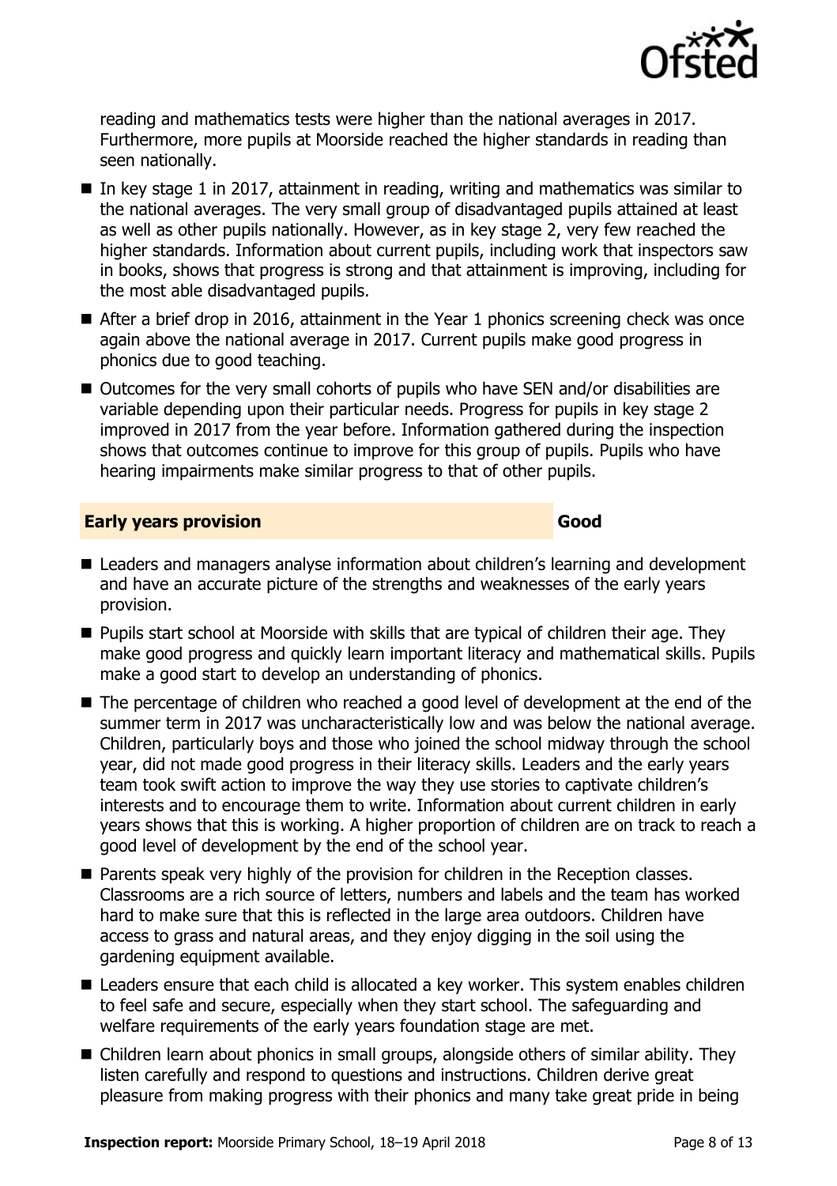reading and mathematics tests were higher than the national averages in 2017. Furthermore, more pupils at Moorside reached the higher standards in reading than seen nationally.

- In key stage 1 in 2017, attainment in reading, writing and mathematics was similar to the national averages. The very small group of disadvantaged pupils attained at least as well as other pupils nationally. However, as in key stage 2, very few reached the higher standards. Information about current pupils, including work that inspectors saw in books, shows that progress is strong and that attainment is improving, including for the most able disadvantaged pupils.
- After a brief drop in 2016, attainment in the Year 1 phonics screening check was once again above the national average in 2017. Current pupils make good progress in phonics due to good teaching.
- Outcomes for the very small cohorts of pupils who have SEN and/or disabilities are variable depending upon their particular needs. Progress for pupils in key stage 2 improved in 2017 from the year before. Information gathered during the inspection shows that outcomes continue to improve for this group of pupils. Pupils who have hearing impairments make similar progress to that of other pupils.

## Early years provision — Good

- Leaders and managers analyse information about children's learning and development and have an accurate picture of the strengths and weaknesses of the early years provision.
- Pupils start school at Moorside with skills that are typical of children their age. They make good progress and quickly learn important literacy and mathematical skills. Pupils make a good start to develop an understanding of phonics.
- The percentage of children who reached a good level of development at the end of the summer term in 2017 was uncharacteristically low and was below the national average. Children, particularly boys and those who joined the school midway through the school year, did not made good progress in their literacy skills. Leaders and the early years team took swift action to improve the way they use stories to captivate children's interests and to encourage them to write. Information about current children in early years shows that this is working. A higher proportion of children are on track to reach a good level of development by the end of the school year.
- Parents speak very highly of the provision for children in the Reception classes. Classrooms are a rich source of letters, numbers and labels and the team has worked hard to make sure that this is reflected in the large area outdoors. Children have access to grass and natural areas, and they enjoy digging in the soil using the gardening equipment available.
- Leaders ensure that each child is allocated a key worker. This system enables children to feel safe and secure, especially when they start school. The safeguarding and welfare requirements of the early years foundation stage are met.
- Children learn about phonics in small groups, alongside others of similar ability. They listen carefully and respond to questions and instructions. Children derive great pleasure from making progress with their phonics and many take great pride in being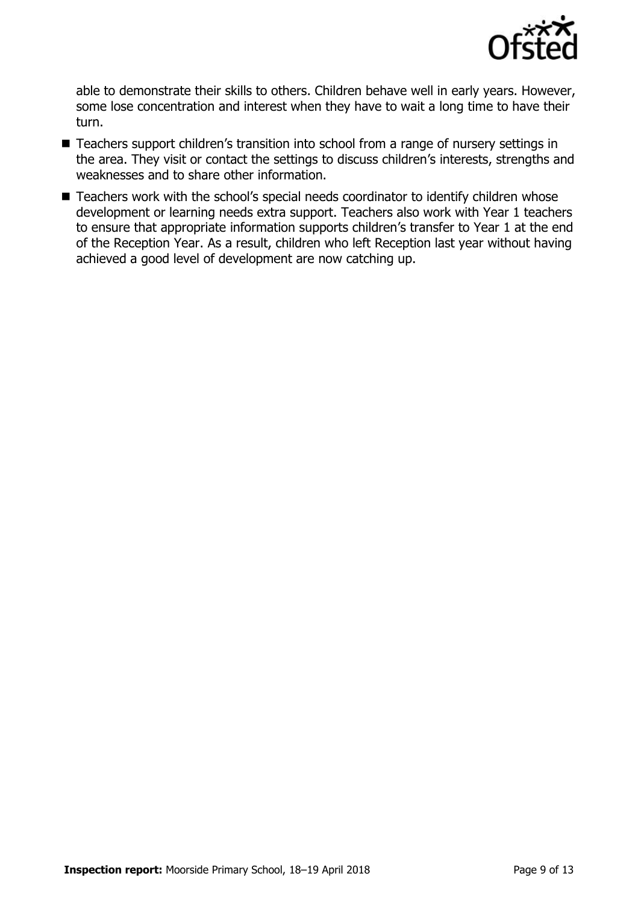able to demonstrate their skills to others. Children behave well in early years. However, some lose concentration and interest when they have to wait a long time to have their turn.

- Teachers support children's transition into school from a range of nursery settings in the area. They visit or contact the settings to discuss children's interests, strengths and weaknesses and to share other information.
- Teachers work with the school's special needs coordinator to identify children whose development or learning needs extra support. Teachers also work with Year 1 teachers to ensure that appropriate information supports children's transfer to Year 1 at the end of the Reception Year. As a result, children who left Reception last year without having achieved a good level of development are now catching up.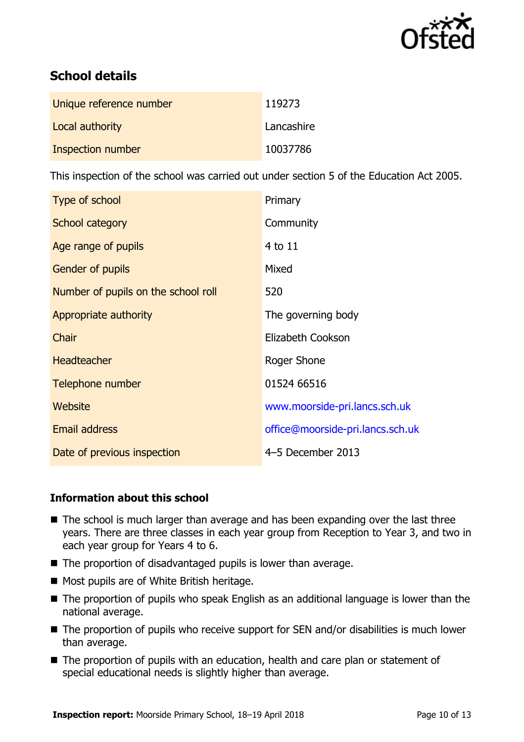## School details

| | |
|---|---|
| Unique reference number | 119273 |
| Local authority | Lancashire |
| Inspection number | 10037786 |

This inspection of the school was carried out under section 5 of the Education Act 2005.

| | |
|---|---|
| Type of school | Primary |
| School category | Community |
| Age range of pupils | 4 to 11 |
| Gender of pupils | Mixed |
| Number of pupils on the school roll | 520 |
| Appropriate authority | The governing body |
| Chair | Elizabeth Cookson |
| Headteacher | Roger Shone |
| Telephone number | 01524 66516 |
| Website | www.moorside-pri.lancs.sch.uk |
| Email address | office@moorside-pri.lancs.sch.uk |
| Date of previous inspection | 4–5 December 2013 |

### Information about this school

- The school is much larger than average and has been expanding over the last three years. There are three classes in each year group from Reception to Year 3, and two in each year group for Years 4 to 6.
- The proportion of disadvantaged pupils is lower than average.
- Most pupils are of White British heritage.
- The proportion of pupils who speak English as an additional language is lower than the national average.
- The proportion of pupils who receive support for SEN and/or disabilities is much lower than average.
- The proportion of pupils with an education, health and care plan or statement of special educational needs is slightly higher than average.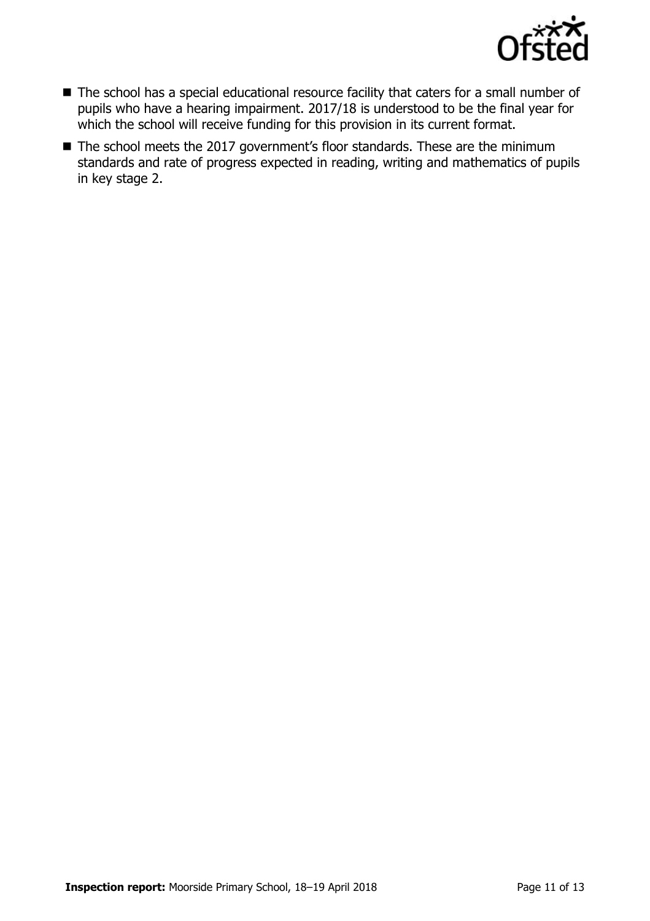- The school has a special educational resource facility that caters for a small number of pupils who have a hearing impairment. 2017/18 is understood to be the final year for which the school will receive funding for this provision in its current format.
- The school meets the 2017 government's floor standards. These are the minimum standards and rate of progress expected in reading, writing and mathematics of pupils in key stage 2.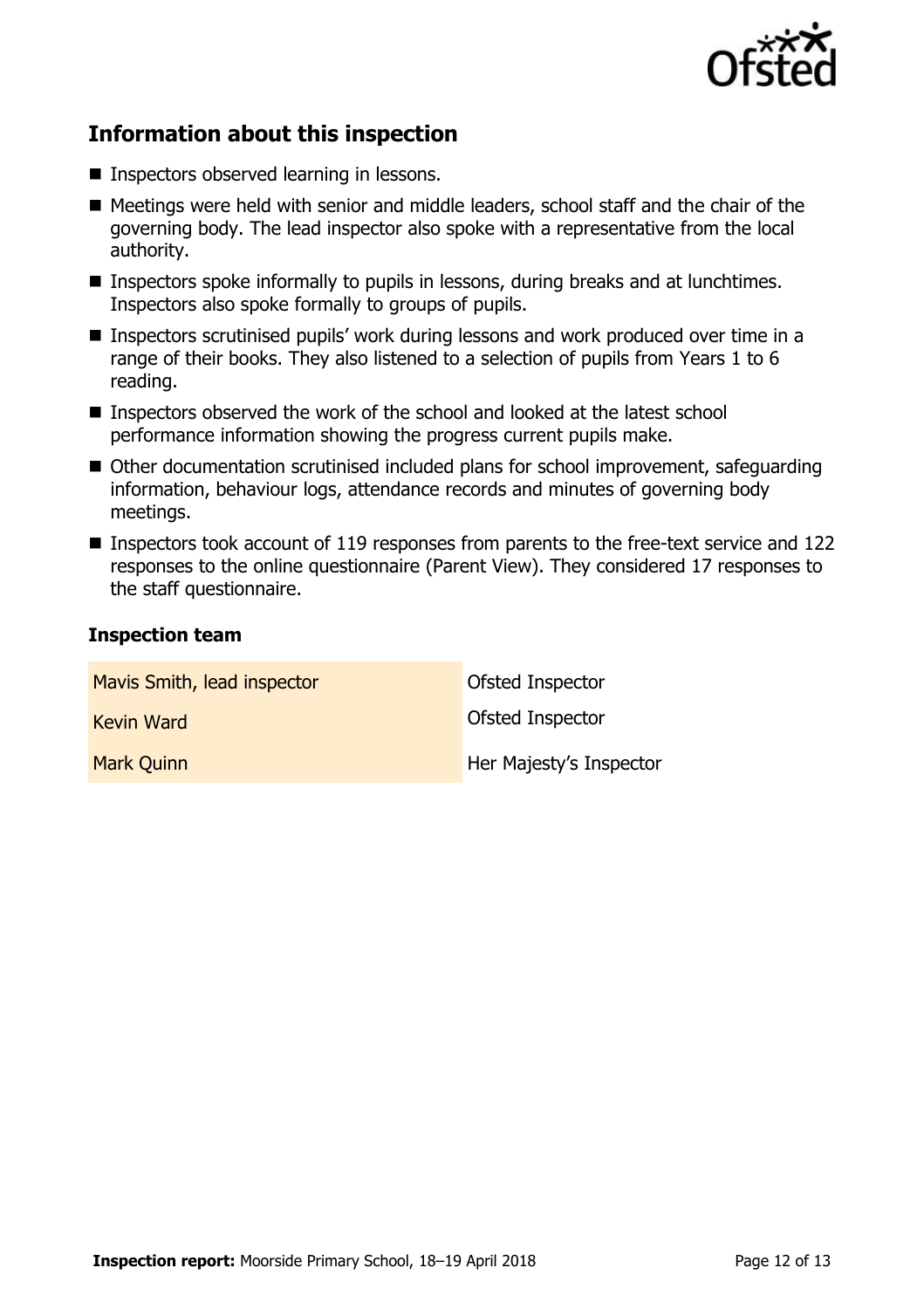## Information about this inspection

- Inspectors observed learning in lessons.
- Meetings were held with senior and middle leaders, school staff and the chair of the governing body. The lead inspector also spoke with a representative from the local authority.
- Inspectors spoke informally to pupils in lessons, during breaks and at lunchtimes. Inspectors also spoke formally to groups of pupils.
- Inspectors scrutinised pupils' work during lessons and work produced over time in a range of their books. They also listened to a selection of pupils from Years 1 to 6 reading.
- Inspectors observed the work of the school and looked at the latest school performance information showing the progress current pupils make.
- Other documentation scrutinised included plans for school improvement, safeguarding information, behaviour logs, attendance records and minutes of governing body meetings.
- Inspectors took account of 119 responses from parents to the free-text service and 122 responses to the online questionnaire (Parent View). They considered 17 responses to the staff questionnaire.

### Inspection team

| | |
|---|---|
| Mavis Smith, lead inspector | Ofsted Inspector |
| Kevin Ward | Ofsted Inspector |
| Mark Quinn | Her Majesty's Inspector |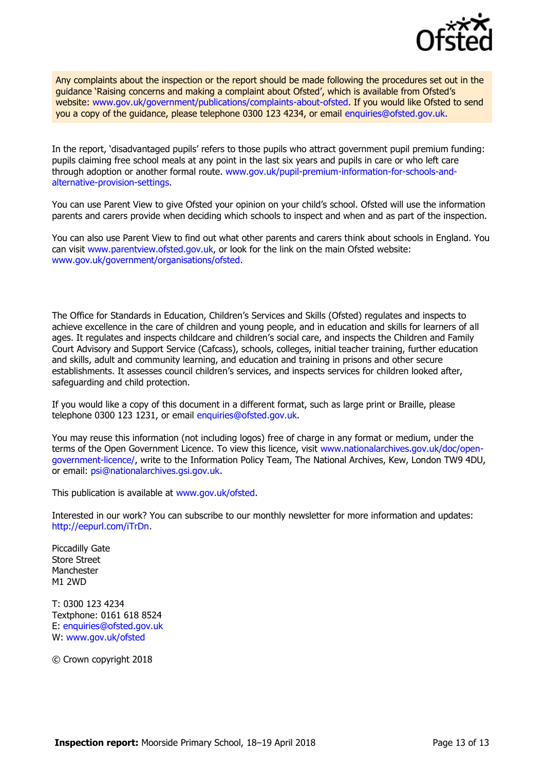Any complaints about the inspection or the report should be made following the procedures set out in the guidance 'Raising concerns and making a complaint about Ofsted', which is available from Ofsted's website: www.gov.uk/government/publications/complaints-about-ofsted. If you would like Ofsted to send you a copy of the guidance, please telephone 0300 123 4234, or email enquiries@ofsted.gov.uk.

In the report, 'disadvantaged pupils' refers to those pupils who attract government pupil premium funding: pupils claiming free school meals at any point in the last six years and pupils in care or who left care through adoption or another formal route. www.gov.uk/pupil-premium-information-for-schools-and-alternative-provision-settings.

You can use Parent View to give Ofsted your opinion on your child's school. Ofsted will use the information parents and carers provide when deciding which schools to inspect and when and as part of the inspection.

You can also use Parent View to find out what other parents and carers think about schools in England. You can visit www.parentview.ofsted.gov.uk, or look for the link on the main Ofsted website: www.gov.uk/government/organisations/ofsted.

The Office for Standards in Education, Children's Services and Skills (Ofsted) regulates and inspects to achieve excellence in the care of children and young people, and in education and skills for learners of all ages. It regulates and inspects childcare and children's social care, and inspects the Children and Family Court Advisory and Support Service (Cafcass), schools, colleges, initial teacher training, further education and skills, adult and community learning, and education and training in prisons and other secure establishments. It assesses council children's services, and inspects services for children looked after, safeguarding and child protection.

If you would like a copy of this document in a different format, such as large print or Braille, please telephone 0300 123 1231, or email enquiries@ofsted.gov.uk.

You may reuse this information (not including logos) free of charge in any format or medium, under the terms of the Open Government Licence. To view this licence, visit www.nationalarchives.gov.uk/doc/open-government-licence/, write to the Information Policy Team, The National Archives, Kew, London TW9 4DU, or email: psi@nationalarchives.gsi.gov.uk.

This publication is available at www.gov.uk/ofsted.

Interested in our work? You can subscribe to our monthly newsletter for more information and updates: http://eepurl.com/iTrDn.

Piccadilly Gate
Store Street
Manchester
M1 2WD

T: 0300 123 4234
Textphone: 0161 618 8524
E: enquiries@ofsted.gov.uk
W: www.gov.uk/ofsted

© Crown copyright 2018